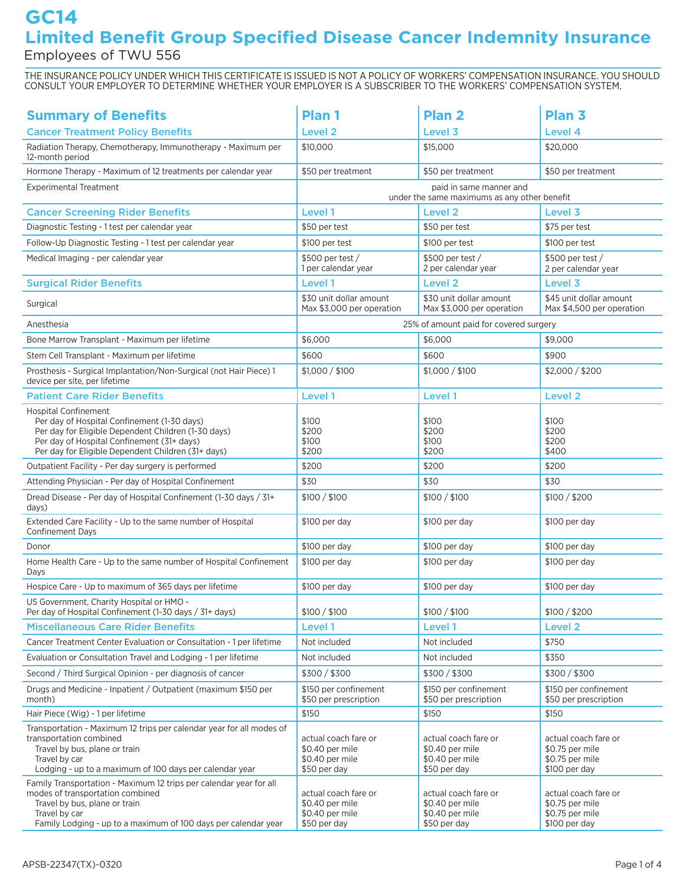# GC14

# Limited Benefit Group Specified Disease Cancer Indemnity Insurance

Employees of TWU 556

THE INSURANCE POLICY UNDER WHICH THIS CERTIFICATE IS ISSUED IS NOT A POLICY OF WORKERS' COMPENSATION INSURANCE. YOU SHOULD CONSULT YOUR EMPLOYER TO DETERMINE WHETHER YOUR EMPLOYER IS A SUBSCRIBER TO THE WORKERS' COMPENSATION SYSTEM.

| Summary of Benefits | Plan 1 | Plan 2 | Plan 3 |
|---|---|---|---|
| **Cancer Treatment Policy Benefits** | **Level 2** | **Level 3** | **Level 4** |
| Radiation Therapy, Chemotherapy, Immunotherapy - Maximum per 12-month period | $10,000 | $15,000 | $20,000 |
| Hormone Therapy - Maximum of 12 treatments per calendar year | $50 per treatment | $50 per treatment | $50 per treatment |
| Experimental Treatment | paid in same manner and under the same maximums as any other benefit | | |
| **Cancer Screening Rider Benefits** | **Level 1** | **Level 2** | **Level 3** |
| Diagnostic Testing - 1 test per calendar year | $50 per test | $50 per test | $75 per test |
| Follow-Up Diagnostic Testing - 1 test per calendar year | $100 per test | $100 per test | $100 per test |
| Medical Imaging - per calendar year | $500 per test / 1 per calendar year | $500 per test / 2 per calendar year | $500 per test / 2 per calendar year |
| **Surgical Rider Benefits** | **Level 1** | **Level 2** | **Level 3** |
| Surgical | $30 unit dollar amount Max $3,000 per operation | $30 unit dollar amount Max $3,000 per operation | $45 unit dollar amount Max $4,500 per operation |
| Anesthesia | 25% of amount paid for covered surgery | | |
| Bone Marrow Transplant - Maximum per lifetime | $6,000 | $6,000 | $9,000 |
| Stem Cell Transplant - Maximum per lifetime | $600 | $600 | $900 |
| Prosthesis - Surgical Implantation/Non-Surgical (not Hair Piece) 1 device per site, per lifetime | $1,000 / $100 | $1,000 / $100 | $2,000 / $200 |
| **Patient Care Rider Benefits** | **Level 1** | **Level 1** | **Level 2** |
| Hospital Confinement | | | |
| Per day of Hospital Confinement (1-30 days) | $100 | $100 | $100 |
| Per day for Eligible Dependent Children (1-30 days) | $200 | $200 | $200 |
| Per day of Hospital Confinement (31+ days) | $100 | $100 | $200 |
| Per day for Eligible Dependent Children (31+ days) | $200 | $200 | $400 |
| Outpatient Facility - Per day surgery is performed | $200 | $200 | $200 |
| Attending Physician - Per day of Hospital Confinement | $30 | $30 | $30 |
| Dread Disease - Per day of Hospital Confinement (1-30 days / 31+ days) | $100 / $100 | $100 / $100 | $100 / $200 |
| Extended Care Facility - Up to the same number of Hospital Confinement Days | $100 per day | $100 per day | $100 per day |
| Donor | $100 per day | $100 per day | $100 per day |
| Home Health Care - Up to the same number of Hospital Confinement Days | $100 per day | $100 per day | $100 per day |
| Hospice Care - Up to maximum of 365 days per lifetime | $100 per day | $100 per day | $100 per day |
| US Government, Charity Hospital or HMO - Per day of Hospital Confinement (1-30 days / 31+ days) | $100 / $100 | $100 / $100 | $100 / $200 |
| **Miscellaneous Care Rider Benefits** | **Level 1** | **Level 1** | **Level 2** |
| Cancer Treatment Center Evaluation or Consultation - 1 per lifetime | Not included | Not included | $750 |
| Evaluation or Consultation Travel and Lodging - 1 per lifetime | Not included | Not included | $350 |
| Second / Third Surgical Opinion - per diagnosis of cancer | $300 / $300 | $300 / $300 | $300 / $300 |
| Drugs and Medicine - Inpatient / Outpatient (maximum $150 per month) | $150 per confinement $50 per prescription | $150 per confinement $50 per prescription | $150 per confinement $50 per prescription |
| Hair Piece (Wig) - 1 per lifetime | $150 | $150 | $150 |
| Transportation - Maximum 12 trips per calendar year for all modes of transportation combined | | | |
| Travel by bus, plane or train | actual coach fare or $0.40 per mile | actual coach fare or $0.40 per mile | actual coach fare or $0.75 per mile |
| Travel by car | $0.40 per mile | $0.40 per mile | $0.75 per mile |
| Lodging - up to a maximum of 100 days per calendar year | $50 per day | $50 per day | $100 per day |
| Family Transportation - Maximum 12 trips per calendar year for all modes of transportation combined | | | |
| Travel by bus, plane or train | actual coach fare or $0.40 per mile | actual coach fare or $0.40 per mile | actual coach fare or $0.75 per mile |
| Travel by car | $0.40 per mile | $0.40 per mile | $0.75 per mile |
| Family Lodging - up to a maximum of 100 days per calendar year | $50 per day | $50 per day | $100 per day |

APSB-22347(TX)-0320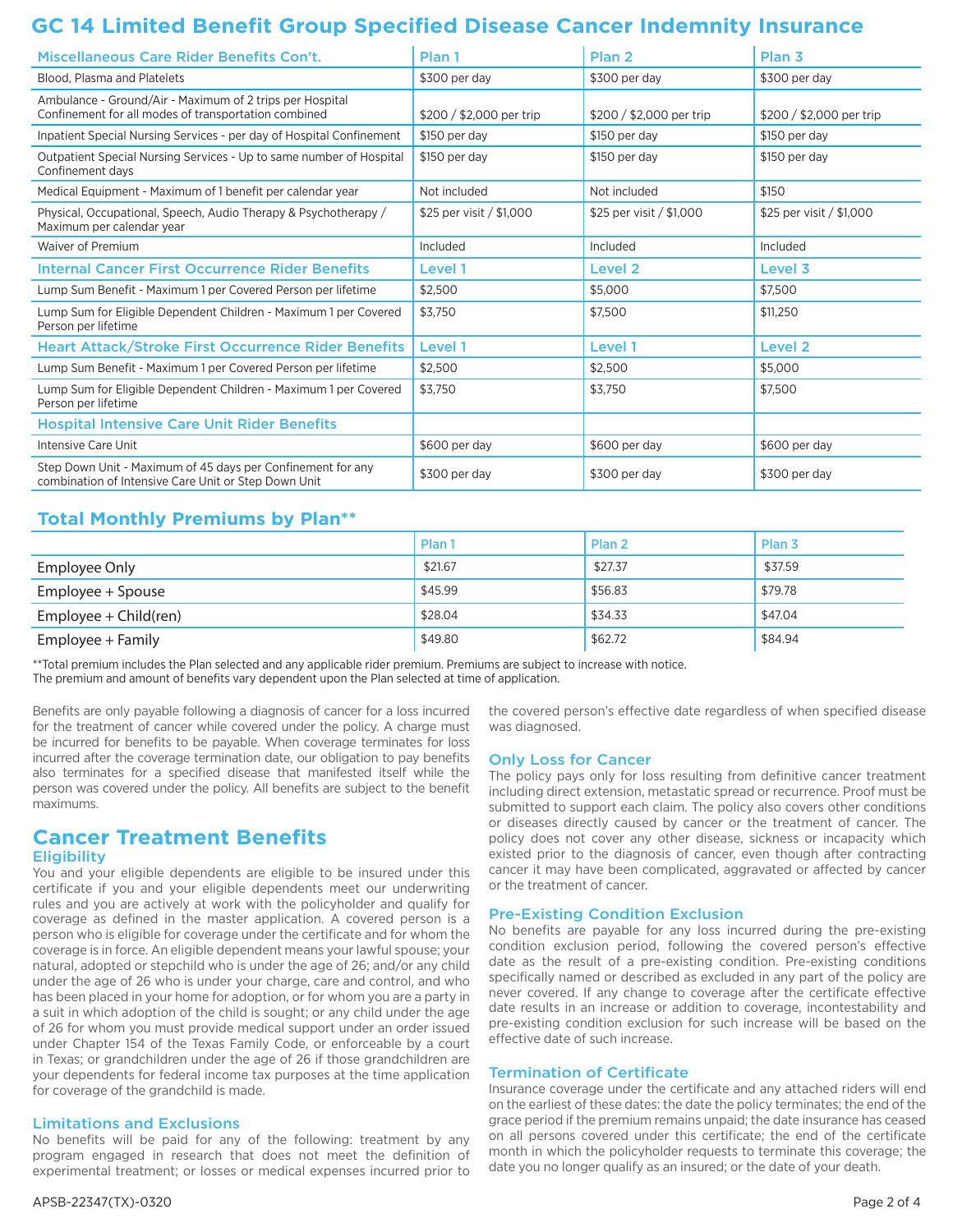# GC 14 Limited Benefit Group Specified Disease Cancer Indemnity Insurance

| Miscellaneous Care Rider Benefits Con't. | Plan 1 | Plan 2 | Plan 3 |
|---|---|---|---|
| Blood, Plasma and Platelets | $300 per day | $300 per day | $300 per day |
| Ambulance - Ground/Air - Maximum of 2 trips per Hospital Confinement for all modes of transportation combined | $200 / $2,000 per trip | $200 / $2,000 per trip | $200 / $2,000 per trip |
| Inpatient Special Nursing Services - per day of Hospital Confinement | $150 per day | $150 per day | $150 per day |
| Outpatient Special Nursing Services - Up to same number of Hospital Confinement days | $150 per day | $150 per day | $150 per day |
| Medical Equipment - Maximum of 1 benefit per calendar year | Not included | Not included | $150 |
| Physical, Occupational, Speech, Audio Therapy & Psychotherapy / Maximum per calendar year | $25 per visit / $1,000 | $25 per visit / $1,000 | $25 per visit / $1,000 |
| Waiver of Premium | Included | Included | Included |
| **Internal Cancer First Occurrence Rider Benefits** | **Level 1** | **Level 2** | **Level 3** |
| Lump Sum Benefit - Maximum 1 per Covered Person per lifetime | $2,500 | $5,000 | $7,500 |
| Lump Sum for Eligible Dependent Children - Maximum 1 per Covered Person per lifetime | $3,750 | $7,500 | $11,250 |
| **Heart Attack/Stroke First Occurrence Rider Benefits** | **Level 1** | **Level 1** | **Level 2** |
| Lump Sum Benefit - Maximum 1 per Covered Person per lifetime | $2,500 | $2,500 | $5,000 |
| Lump Sum for Eligible Dependent Children - Maximum 1 per Covered Person per lifetime | $3,750 | $3,750 | $7,500 |
| **Hospital Intensive Care Unit Rider Benefits** | | | |
| Intensive Care Unit | $600 per day | $600 per day | $600 per day |
| Step Down Unit - Maximum of 45 days per Confinement for any combination of Intensive Care Unit or Step Down Unit | $300 per day | $300 per day | $300 per day |

## Total Monthly Premiums by Plan**

| | Plan 1 | Plan 2 | Plan 3 |
|---|---|---|---|
| Employee Only | $21.67 | $27.37 | $37.59 |
| Employee + Spouse | $45.99 | $56.83 | $79.78 |
| Employee + Child(ren) | $28.04 | $34.33 | $47.04 |
| Employee + Family | $49.80 | $62.72 | $84.94 |

**Total premium includes the Plan selected and any applicable rider premium. Premiums are subject to increase with notice.
The premium and amount of benefits vary dependent upon the Plan selected at time of application.

Benefits are only payable following a diagnosis of cancer for a loss incurred for the treatment of cancer while covered under the policy. A charge must be incurred for benefits to be payable. When coverage terminates for loss incurred after the coverage termination date, our obligation to pay benefits also terminates for a specified disease that manifested itself while the person was covered under the policy. All benefits are subject to the benefit maximums.

## Cancer Treatment Benefits

### Eligibility

You and your eligible dependents are eligible to be insured under this certificate if you and your eligible dependents meet our underwriting rules and you are actively at work with the policyholder and qualify for coverage as defined in the master application. A covered person is a person who is eligible for coverage under the certificate and for whom the coverage is in force. An eligible dependent means your lawful spouse; your natural, adopted or stepchild who is under the age of 26; and/or any child under the age of 26 who is under your charge, care and control, and who has been placed in your home for adoption, or for whom you are a party in a suit in which adoption of the child is sought; or any child under the age of 26 for whom you must provide medical support under an order issued under Chapter 154 of the Texas Family Code, or enforceable by a court in Texas; or grandchildren under the age of 26 if those grandchildren are your dependents for federal income tax purposes at the time application for coverage of the grandchild is made.

### Limitations and Exclusions

No benefits will be paid for any of the following: treatment by any program engaged in research that does not meet the definition of experimental treatment; or losses or medical expenses incurred prior to the covered person's effective date regardless of when specified disease was diagnosed.

### Only Loss for Cancer

The policy pays only for loss resulting from definitive cancer treatment including direct extension, metastatic spread or recurrence. Proof must be submitted to support each claim. The policy also covers other conditions or diseases directly caused by cancer or the treatment of cancer. The policy does not cover any other disease, sickness or incapacity which existed prior to the diagnosis of cancer, even though after contracting cancer it may have been complicated, aggravated or affected by cancer or the treatment of cancer.

### Pre-Existing Condition Exclusion

No benefits are payable for any loss incurred during the pre-existing condition exclusion period, following the covered person's effective date as the result of a pre-existing condition. Pre-existing conditions specifically named or described as excluded in any part of the policy are never covered. If any change to coverage after the certificate effective date results in an increase or addition to coverage, incontestability and pre-existing condition exclusion for such increase will be based on the effective date of such increase.

### Termination of Certificate

Insurance coverage under the certificate and any attached riders will end on the earliest of these dates: the date the policy terminates; the end of the grace period if the premium remains unpaid; the date insurance has ceased on all persons covered under this certificate; the end of the certificate month in which the policyholder requests to terminate this coverage; the date you no longer qualify as an insured; or the date of your death.

APSB-22347(TX)-0320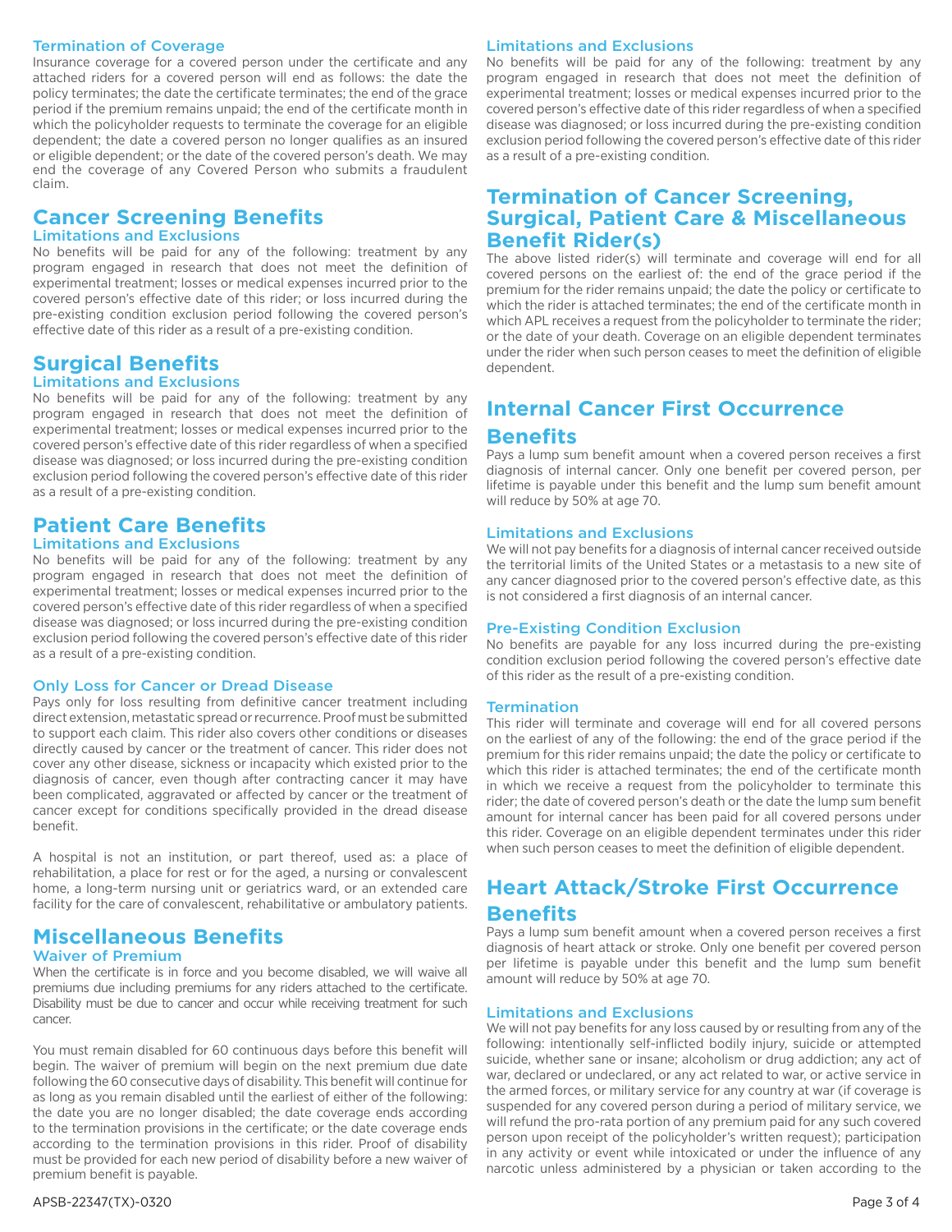### Termination of Coverage

Insurance coverage for a covered person under the certificate and any attached riders for a covered person will end as follows: the date the policy terminates; the date the certificate terminates; the end of the grace period if the premium remains unpaid; the end of the certificate month in which the policyholder requests to terminate the coverage for an eligible dependent; the date a covered person no longer qualifies as an insured or eligible dependent; or the date of the covered person's death. We may end the coverage of any Covered Person who submits a fraudulent claim.

## Cancer Screening Benefits

### Limitations and Exclusions

No benefits will be paid for any of the following: treatment by any program engaged in research that does not meet the definition of experimental treatment; losses or medical expenses incurred prior to the covered person's effective date of this rider; or loss incurred during the pre-existing condition exclusion period following the covered person's effective date of this rider as a result of a pre-existing condition.

## Surgical Benefits

### Limitations and Exclusions

No benefits will be paid for any of the following: treatment by any program engaged in research that does not meet the definition of experimental treatment; losses or medical expenses incurred prior to the covered person's effective date of this rider regardless of when a specified disease was diagnosed; or loss incurred during the pre-existing condition exclusion period following the covered person's effective date of this rider as a result of a pre-existing condition.

## Patient Care Benefits

### Limitations and Exclusions

No benefits will be paid for any of the following: treatment by any program engaged in research that does not meet the definition of experimental treatment; losses or medical expenses incurred prior to the covered person's effective date of this rider regardless of when a specified disease was diagnosed; or loss incurred during the pre-existing condition exclusion period following the covered person's effective date of this rider as a result of a pre-existing condition.

### Only Loss for Cancer or Dread Disease

Pays only for loss resulting from definitive cancer treatment including direct extension, metastatic spread or recurrence. Proof must be submitted to support each claim. This rider also covers other conditions or diseases directly caused by cancer or the treatment of cancer. This rider does not cover any other disease, sickness or incapacity which existed prior to the diagnosis of cancer, even though after contracting cancer it may have been complicated, aggravated or affected by cancer or the treatment of cancer except for conditions specifically provided in the dread disease benefit.

A hospital is not an institution, or part thereof, used as: a place of rehabilitation, a place for rest or for the aged, a nursing or convalescent home, a long-term nursing unit or geriatrics ward, or an extended care facility for the care of convalescent, rehabilitative or ambulatory patients.

## Miscellaneous Benefits

### Waiver of Premium

When the certificate is in force and you become disabled, we will waive all premiums due including premiums for any riders attached to the certificate. Disability must be due to cancer and occur while receiving treatment for such cancer.

You must remain disabled for 60 continuous days before this benefit will begin. The waiver of premium will begin on the next premium due date following the 60 consecutive days of disability. This benefit will continue for as long as you remain disabled until the earliest of either of the following: the date you are no longer disabled; the date coverage ends according to the termination provisions in the certificate; or the date coverage ends according to the termination provisions in this rider. Proof of disability must be provided for each new period of disability before a new waiver of premium benefit is payable.

### Limitations and Exclusions

No benefits will be paid for any of the following: treatment by any program engaged in research that does not meet the definition of experimental treatment; losses or medical expenses incurred prior to the covered person's effective date of this rider regardless of when a specified disease was diagnosed; or loss incurred during the pre-existing condition exclusion period following the covered person's effective date of this rider as a result of a pre-existing condition.

## Termination of Cancer Screening, Surgical, Patient Care & Miscellaneous Benefit Rider(s)

The above listed rider(s) will terminate and coverage will end for all covered persons on the earliest of: the end of the grace period if the premium for the rider remains unpaid; the date the policy or certificate to which the rider is attached terminates; the end of the certificate month in which APL receives a request from the policyholder to terminate the rider; or the date of your death. Coverage on an eligible dependent terminates under the rider when such person ceases to meet the definition of eligible dependent.

## Internal Cancer First Occurrence Benefits

Pays a lump sum benefit amount when a covered person receives a first diagnosis of internal cancer. Only one benefit per covered person, per lifetime is payable under this benefit and the lump sum benefit amount will reduce by 50% at age 70.

### Limitations and Exclusions

We will not pay benefits for a diagnosis of internal cancer received outside the territorial limits of the United States or a metastasis to a new site of any cancer diagnosed prior to the covered person's effective date, as this is not considered a first diagnosis of an internal cancer.

### Pre-Existing Condition Exclusion

No benefits are payable for any loss incurred during the pre-existing condition exclusion period following the covered person's effective date of this rider as the result of a pre-existing condition.

### Termination

This rider will terminate and coverage will end for all covered persons on the earliest of any of the following: the end of the grace period if the premium for this rider remains unpaid; the date the policy or certificate to which this rider is attached terminates; the end of the certificate month in which we receive a request from the policyholder to terminate this rider; the date of covered person's death or the date the lump sum benefit amount for internal cancer has been paid for all covered persons under this rider. Coverage on an eligible dependent terminates under this rider when such person ceases to meet the definition of eligible dependent.

## Heart Attack/Stroke First Occurrence Benefits

Pays a lump sum benefit amount when a covered person receives a first diagnosis of heart attack or stroke. Only one benefit per covered person per lifetime is payable under this benefit and the lump sum benefit amount will reduce by 50% at age 70.

### Limitations and Exclusions

We will not pay benefits for any loss caused by or resulting from any of the following: intentionally self-inflicted bodily injury, suicide or attempted suicide, whether sane or insane; alcoholism or drug addiction; any act of war, declared or undeclared, or any act related to war, or active service in the armed forces, or military service for any country at war (if coverage is suspended for any covered person during a period of military service, we will refund the pro-rata portion of any premium paid for any such covered person upon receipt of the policyholder's written request); participation in any activity or event while intoxicated or under the influence of any narcotic unless administered by a physician or taken according to the

APSB-22347(TX)-0320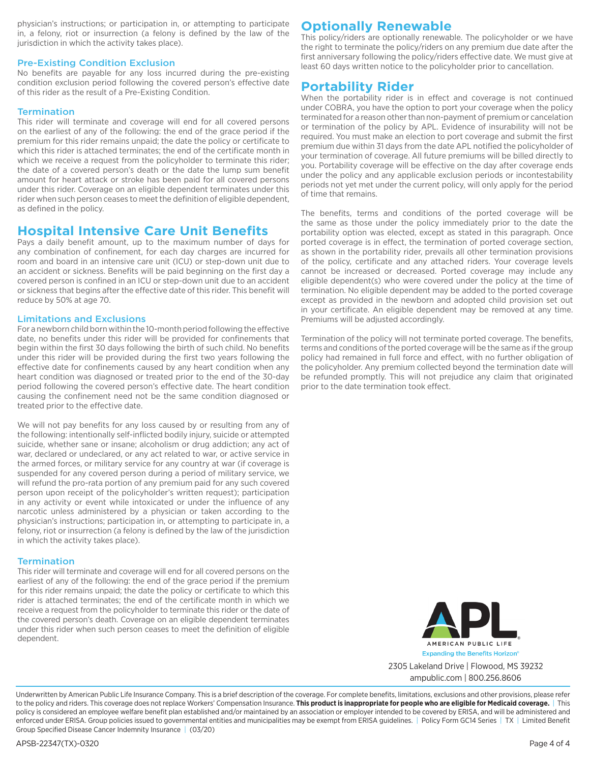physician's instructions; or participation in, or attempting to participate in, a felony, riot or insurrection (a felony is defined by the law of the jurisdiction in which the activity takes place).

### Pre-Existing Condition Exclusion

No benefits are payable for any loss incurred during the pre-existing condition exclusion period following the covered person's effective date of this rider as the result of a Pre-Existing Condition.

### Termination

This rider will terminate and coverage will end for all covered persons on the earliest of any of the following: the end of the grace period if the premium for this rider remains unpaid; the date the policy or certificate to which this rider is attached terminates; the end of the certificate month in which we receive a request from the policyholder to terminate this rider; the date of a covered person's death or the date the lump sum benefit amount for heart attack or stroke has been paid for all covered persons under this rider. Coverage on an eligible dependent terminates under this rider when such person ceases to meet the definition of eligible dependent, as defined in the policy.

## Hospital Intensive Care Unit Benefits

Pays a daily benefit amount, up to the maximum number of days for any combination of confinement, for each day charges are incurred for room and board in an intensive care unit (ICU) or step-down unit due to an accident or sickness. Benefits will be paid beginning on the first day a covered person is confined in an ICU or step-down unit due to an accident or sickness that begins after the effective date of this rider. This benefit will reduce by 50% at age 70.

### Limitations and Exclusions

For a newborn child born within the 10-month period following the effective date, no benefits under this rider will be provided for confinements that begin within the first 30 days following the birth of such child. No benefits under this rider will be provided during the first two years following the effective date for confinements caused by any heart condition when any heart condition was diagnosed or treated prior to the end of the 30-day period following the covered person's effective date. The heart condition causing the confinement need not be the same condition diagnosed or treated prior to the effective date.

We will not pay benefits for any loss caused by or resulting from any of the following: intentionally self-inflicted bodily injury, suicide or attempted suicide, whether sane or insane; alcoholism or drug addiction; any act of war, declared or undeclared, or any act related to war, or active service in the armed forces, or military service for any country at war (if coverage is suspended for any covered person during a period of military service, we will refund the pro-rata portion of any premium paid for any such covered person upon receipt of the policyholder's written request); participation in any activity or event while intoxicated or under the influence of any narcotic unless administered by a physician or taken according to the physician's instructions; participation in, or attempting to participate in, a felony, riot or insurrection (a felony is defined by the law of the jurisdiction in which the activity takes place).

### Termination

This rider will terminate and coverage will end for all covered persons on the earliest of any of the following: the end of the grace period if the premium for this rider remains unpaid; the date the policy or certificate to which this rider is attached terminates; the end of the certificate month in which we receive a request from the policyholder to terminate this rider or the date of the covered person's death. Coverage on an eligible dependent terminates under this rider when such person ceases to meet the definition of eligible dependent.

## Optionally Renewable

This policy/riders are optionally renewable. The policyholder or we have the right to terminate the policy/riders on any premium due date after the first anniversary following the policy/riders effective date. We must give at least 60 days written notice to the policyholder prior to cancellation.

## Portability Rider

When the portability rider is in effect and coverage is not continued under COBRA, you have the option to port your coverage when the policy terminated for a reason other than non-payment of premium or cancelation or termination of the policy by APL. Evidence of insurability will not be required. You must make an election to port coverage and submit the first premium due within 31 days from the date APL notified the policyholder of your termination of coverage. All future premiums will be billed directly to you. Portability coverage will be effective on the day after coverage ends under the policy and any applicable exclusion periods or incontestability periods not yet met under the current policy, will only apply for the period of time that remains.

The benefits, terms and conditions of the ported coverage will be the same as those under the policy immediately prior to the date the portability option was elected, except as stated in this paragraph. Once ported coverage is in effect, the termination of ported coverage section, as shown in the portability rider, prevails all other termination provisions of the policy, certificate and any attached riders. Your coverage levels cannot be increased or decreased. Ported coverage may include any eligible dependent(s) who were covered under the policy at the time of termination. No eligible dependent may be added to the ported coverage except as provided in the newborn and adopted child provision set out in your certificate. An eligible dependent may be removed at any time. Premiums will be adjusted accordingly.

Termination of the policy will not terminate ported coverage. The benefits, terms and conditions of the ported coverage will be the same as if the group policy had remained in full force and effect, with no further obligation of the policyholder. Any premium collected beyond the termination date will be refunded promptly. This will not prejudice any claim that originated prior to the date termination took effect.

APL
AMERICAN PUBLIC LIFE
Expanding the Benefits Horizon®

2305 Lakeland Drive | Flowood, MS 39232
ampublic.com | 800.256.8606

Underwritten by American Public Life Insurance Company. This is a brief description of the coverage. For complete benefits, limitations, exclusions and other provisions, please refer to the policy and riders. This coverage does not replace Workers' Compensation Insurance. **This product is inappropriate for people who are eligible for Medicaid coverage.** | This policy is considered an employee welfare benefit plan established and/or maintained by an association or employer intended to be covered by ERISA, and will be administered and enforced under ERISA. Group policies issued to governmental entities and municipalities may be exempt from ERISA guidelines. | Policy Form GC14 Series | TX | Limited Benefit Group Specified Disease Cancer Indemnity Insurance | (03/20)

APSB-22347(TX)-0320